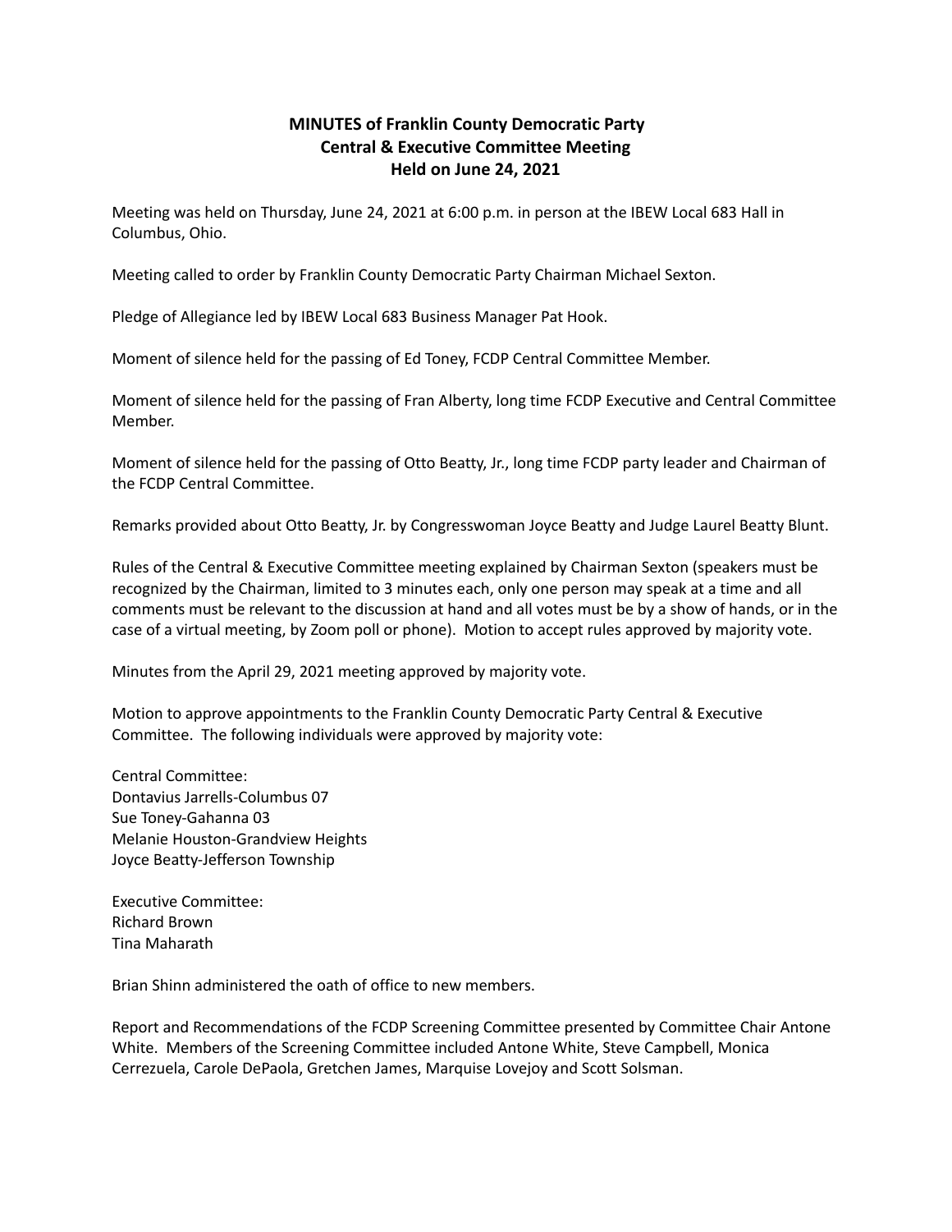# MINUTES of Franklin County Democratic Party Central & Executive Committee Meeting Held on June 24, 2021

Meeting was held on Thursday, June 24, 2021 at 6:00 p.m. in person at the IBEW Local 683 Hall in Columbus, Ohio.

Meeting called to order by Franklin County Democratic Party Chairman Michael Sexton.

Pledge of Allegiance led by IBEW Local 683 Business Manager Pat Hook.

Moment of silence held for the passing of Ed Toney, FCDP Central Committee Member.

Moment of silence held for the passing of Fran Alberty, long time FCDP Executive and Central Committee Member.

Moment of silence held for the passing of Otto Beatty, Jr., long time FCDP party leader and Chairman of the FCDP Central Committee.

Remarks provided about Otto Beatty, Jr. by Congresswoman Joyce Beatty and Judge Laurel Beatty Blunt.

Rules of the Central & Executive Committee meeting explained by Chairman Sexton (speakers must be recognized by the Chairman, limited to 3 minutes each, only one person may speak at a time and all comments must be relevant to the discussion at hand and all votes must be by a show of hands, or in the case of a virtual meeting, by Zoom poll or phone). Motion to accept rules approved by majority vote.

Minutes from the April 29, 2021 meeting approved by majority vote.

Motion to approve appointments to the Franklin County Democratic Party Central & Executive Committee. The following individuals were approved by majority vote:

Central Committee:
Dontavius Jarrells-Columbus 07
Sue Toney-Gahanna 03
Melanie Houston-Grandview Heights
Joyce Beatty-Jefferson Township

Executive Committee:
Richard Brown
Tina Maharath

Brian Shinn administered the oath of office to new members.

Report and Recommendations of the FCDP Screening Committee presented by Committee Chair Antone White. Members of the Screening Committee included Antone White, Steve Campbell, Monica Cerrezuela, Carole DePaola, Gretchen James, Marquise Lovejoy and Scott Solsman.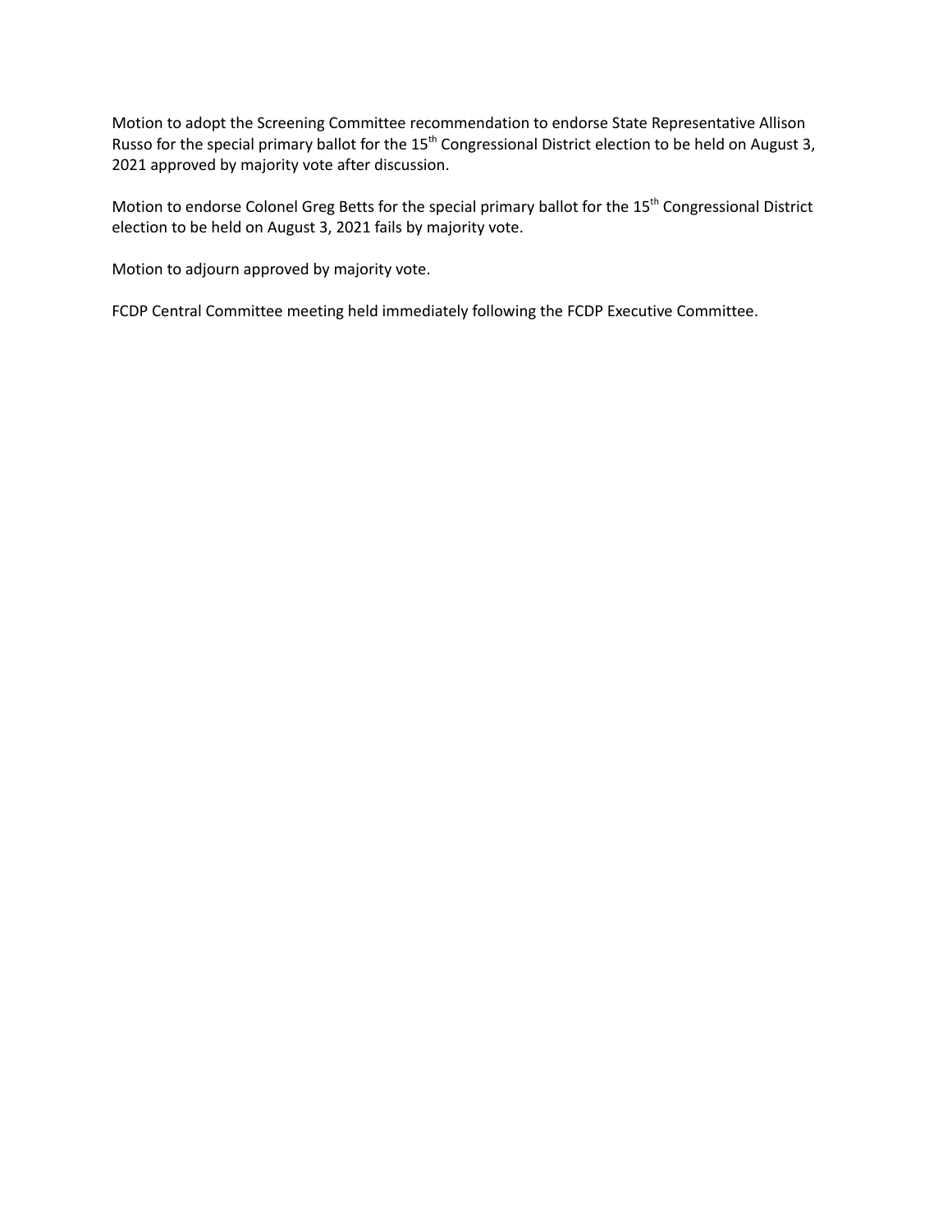Motion to adopt the Screening Committee recommendation to endorse State Representative Allison Russo for the special primary ballot for the 15th Congressional District election to be held on August 3, 2021 approved by majority vote after discussion.

Motion to endorse Colonel Greg Betts for the special primary ballot for the 15th Congressional District election to be held on August 3, 2021 fails by majority vote.

Motion to adjourn approved by majority vote.

FCDP Central Committee meeting held immediately following the FCDP Executive Committee.